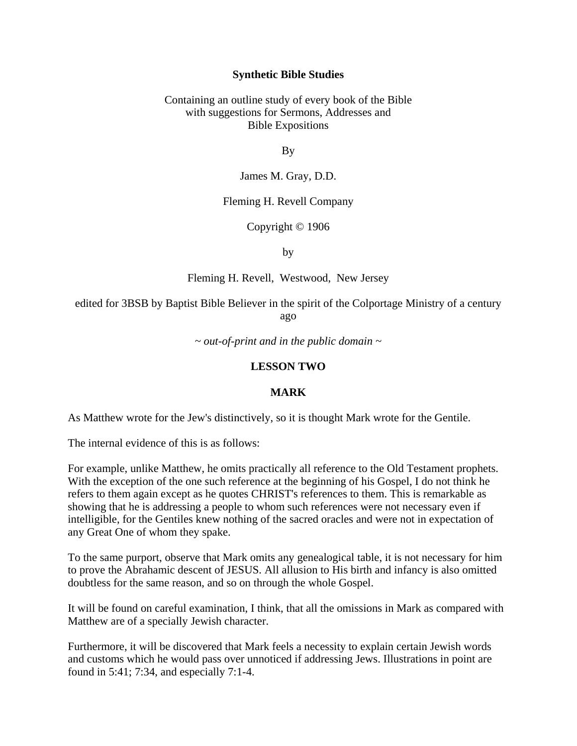# Synthetic Bible Studies

Containing an outline study of every book of the Bible
with suggestions for Sermons, Addresses and
Bible Expositions

By

James M. Gray, D.D.

Fleming H. Revell Company

Copyright © 1906

by

Fleming H. Revell, Westwood, New Jersey

edited for 3BSB by Baptist Bible Believer in the spirit of the Colportage Ministry of a century ago

*~ out-of-print and in the public domain ~*

## LESSON TWO

## MARK

As Matthew wrote for the Jew's distinctively, so it is thought Mark wrote for the Gentile.

The internal evidence of this is as follows:

For example, unlike Matthew, he omits practically all reference to the Old Testament prophets. With the exception of the one such reference at the beginning of his Gospel, I do not think he refers to them again except as he quotes CHRIST's references to them. This is remarkable as showing that he is addressing a people to whom such references were not necessary even if intelligible, for the Gentiles knew nothing of the sacred oracles and were not in expectation of any Great One of whom they spake.

To the same purport, observe that Mark omits any genealogical table, it is not necessary for him to prove the Abrahamic descent of JESUS. All allusion to His birth and infancy is also omitted doubtless for the same reason, and so on through the whole Gospel.

It will be found on careful examination, I think, that all the omissions in Mark as compared with Matthew are of a specially Jewish character.

Furthermore, it will be discovered that Mark feels a necessity to explain certain Jewish words and customs which he would pass over unnoticed if addressing Jews. Illustrations in point are found in 5:41; 7:34, and especially 7:1-4.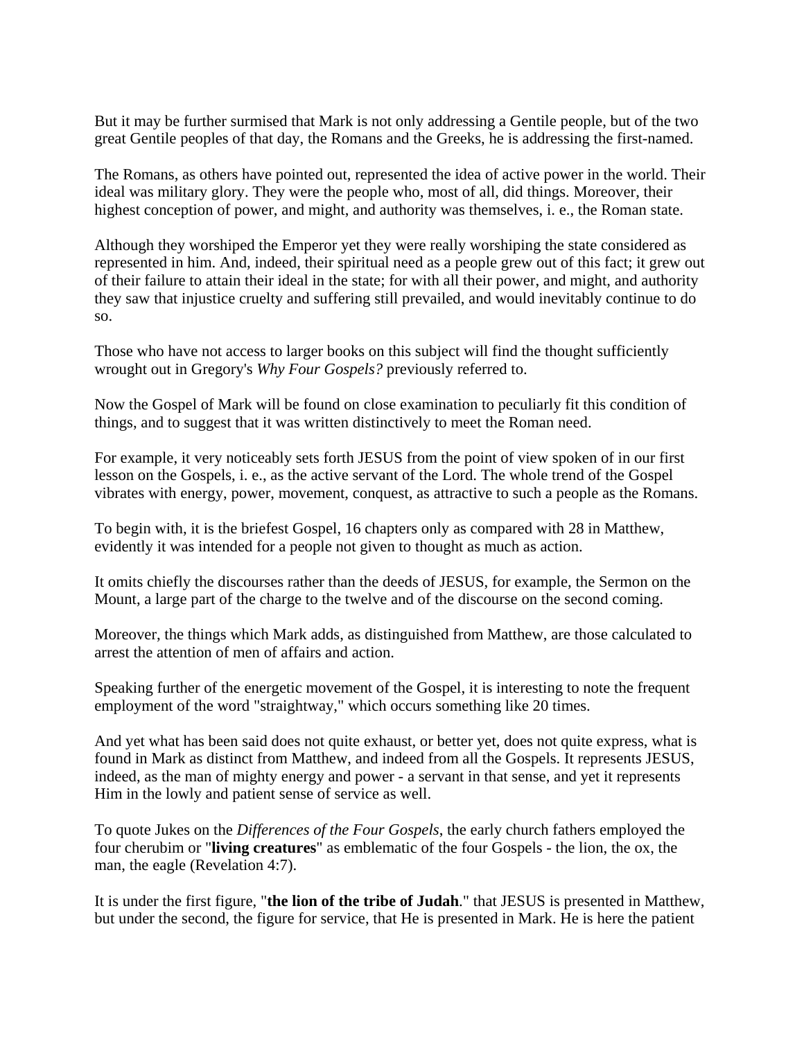But it may be further surmised that Mark is not only addressing a Gentile people, but of the two great Gentile peoples of that day, the Romans and the Greeks, he is addressing the first-named.

The Romans, as others have pointed out, represented the idea of active power in the world. Their ideal was military glory. They were the people who, most of all, did things. Moreover, their highest conception of power, and might, and authority was themselves, i. e., the Roman state.

Although they worshiped the Emperor yet they were really worshiping the state considered as represented in him. And, indeed, their spiritual need as a people grew out of this fact; it grew out of their failure to attain their ideal in the state; for with all their power, and might, and authority they saw that injustice cruelty and suffering still prevailed, and would inevitably continue to do so.

Those who have not access to larger books on this subject will find the thought sufficiently wrought out in Gregory's *Why Four Gospels?* previously referred to.

Now the Gospel of Mark will be found on close examination to peculiarly fit this condition of things, and to suggest that it was written distinctively to meet the Roman need.

For example, it very noticeably sets forth JESUS from the point of view spoken of in our first lesson on the Gospels, i. e., as the active servant of the Lord. The whole trend of the Gospel vibrates with energy, power, movement, conquest, as attractive to such a people as the Romans.

To begin with, it is the briefest Gospel, 16 chapters only as compared with 28 in Matthew, evidently it was intended for a people not given to thought as much as action.

It omits chiefly the discourses rather than the deeds of JESUS, for example, the Sermon on the Mount, a large part of the charge to the twelve and of the discourse on the second coming.

Moreover, the things which Mark adds, as distinguished from Matthew, are those calculated to arrest the attention of men of affairs and action.

Speaking further of the energetic movement of the Gospel, it is interesting to note the frequent employment of the word "straightway," which occurs something like 20 times.

And yet what has been said does not quite exhaust, or better yet, does not quite express, what is found in Mark as distinct from Matthew, and indeed from all the Gospels. It represents JESUS, indeed, as the man of mighty energy and power - a servant in that sense, and yet it represents Him in the lowly and patient sense of service as well.

To quote Jukes on the *Differences of the Four Gospels*, the early church fathers employed the four cherubim or "**living creatures**" as emblematic of the four Gospels - the lion, the ox, the man, the eagle (Revelation 4:7).

It is under the first figure, "**the lion of the tribe of Judah**." that JESUS is presented in Matthew, but under the second, the figure for service, that He is presented in Mark. He is here the patient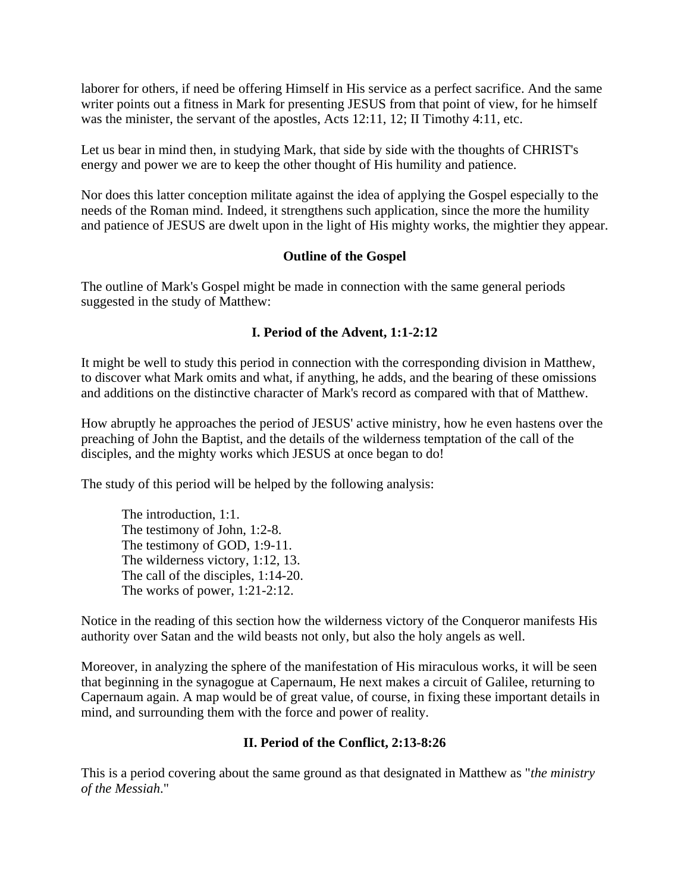laborer for others, if need be offering Himself in His service as a perfect sacrifice. And the same writer points out a fitness in Mark for presenting JESUS from that point of view, for he himself was the minister, the servant of the apostles, Acts 12:11, 12; II Timothy 4:11, etc.

Let us bear in mind then, in studying Mark, that side by side with the thoughts of CHRIST's energy and power we are to keep the other thought of His humility and patience.

Nor does this latter conception militate against the idea of applying the Gospel especially to the needs of the Roman mind. Indeed, it strengthens such application, since the more the humility and patience of JESUS are dwelt upon in the light of His mighty works, the mightier they appear.

## Outline of the Gospel

The outline of Mark's Gospel might be made in connection with the same general periods suggested in the study of Matthew:

### I. Period of the Advent, 1:1-2:12

It might be well to study this period in connection with the corresponding division in Matthew, to discover what Mark omits and what, if anything, he adds, and the bearing of these omissions and additions on the distinctive character of Mark's record as compared with that of Matthew.

How abruptly he approaches the period of JESUS' active ministry, how he even hastens over the preaching of John the Baptist, and the details of the wilderness temptation of the call of the disciples, and the mighty works which JESUS at once began to do!

The study of this period will be helped by the following analysis:

> The introduction, 1:1.
> The testimony of John, 1:2-8.
> The testimony of GOD, 1:9-11.
> The wilderness victory, 1:12, 13.
> The call of the disciples, 1:14-20.
> The works of power, 1:21-2:12.

Notice in the reading of this section how the wilderness victory of the Conqueror manifests His authority over Satan and the wild beasts not only, but also the holy angels as well.

Moreover, in analyzing the sphere of the manifestation of His miraculous works, it will be seen that beginning in the synagogue at Capernaum, He next makes a circuit of Galilee, returning to Capernaum again. A map would be of great value, of course, in fixing these important details in mind, and surrounding them with the force and power of reality.

### II. Period of the Conflict, 2:13-8:26

This is a period covering about the same ground as that designated in Matthew as "*the ministry of the Messiah.*"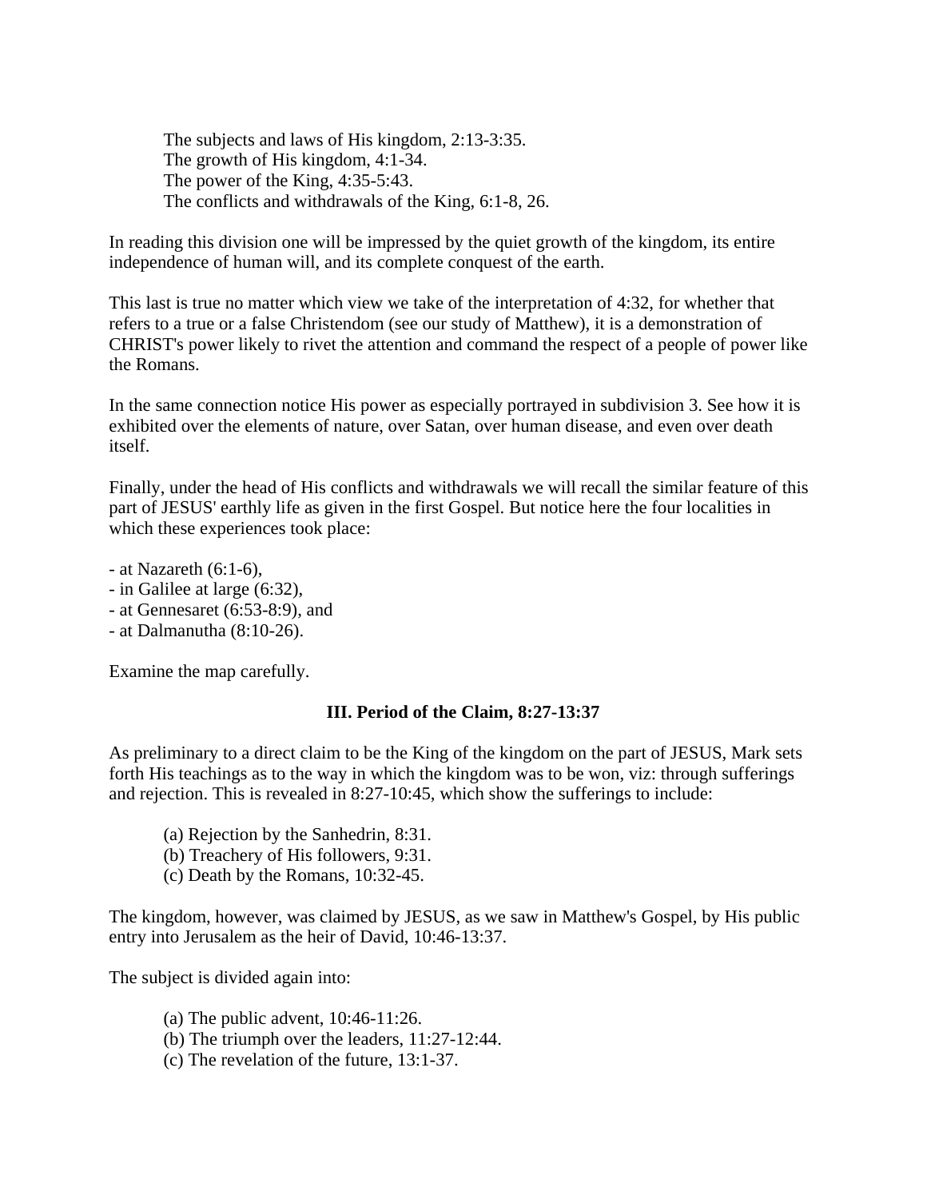The subjects and laws of His kingdom, 2:13-3:35.
The growth of His kingdom, 4:1-34.
The power of the King, 4:35-5:43.
The conflicts and withdrawals of the King, 6:1-8, 26.

In reading this division one will be impressed by the quiet growth of the kingdom, its entire independence of human will, and its complete conquest of the earth.

This last is true no matter which view we take of the interpretation of 4:32, for whether that refers to a true or a false Christendom (see our study of Matthew), it is a demonstration of CHRIST's power likely to rivet the attention and command the respect of a people of power like the Romans.

In the same connection notice His power as especially portrayed in subdivision 3. See how it is exhibited over the elements of nature, over Satan, over human disease, and even over death itself.

Finally, under the head of His conflicts and withdrawals we will recall the similar feature of this part of JESUS' earthly life as given in the first Gospel. But notice here the four localities in which these experiences took place:

- at Nazareth (6:1-6),
- in Galilee at large (6:32),
- at Gennesaret (6:53-8:9), and
- at Dalmanutha (8:10-26).

Examine the map carefully.

### III. Period of the Claim, 8:27-13:37

As preliminary to a direct claim to be the King of the kingdom on the part of JESUS, Mark sets forth His teachings as to the way in which the kingdom was to be won, viz: through sufferings and rejection. This is revealed in 8:27-10:45, which show the sufferings to include:

(a) Rejection by the Sanhedrin, 8:31.
(b) Treachery of His followers, 9:31.
(c) Death by the Romans, 10:32-45.

The kingdom, however, was claimed by JESUS, as we saw in Matthew's Gospel, by His public entry into Jerusalem as the heir of David, 10:46-13:37.

The subject is divided again into:

(a) The public advent, 10:46-11:26.
(b) The triumph over the leaders, 11:27-12:44.
(c) The revelation of the future, 13:1-37.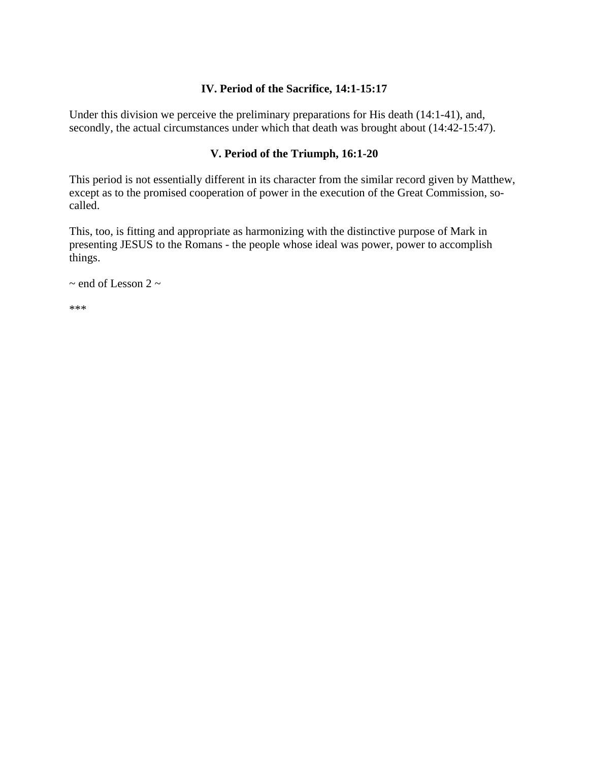### IV. Period of the Sacrifice, 14:1-15:17

Under this division we perceive the preliminary preparations for His death (14:1-41), and, secondly, the actual circumstances under which that death was brought about (14:42-15:47).

### V. Period of the Triumph, 16:1-20

This period is not essentially different in its character from the similar record given by Matthew, except as to the promised cooperation of power in the execution of the Great Commission, so-called.

This, too, is fitting and appropriate as harmonizing with the distinctive purpose of Mark in presenting JESUS to the Romans - the people whose ideal was power, power to accomplish things.

~ end of Lesson 2 ~

***